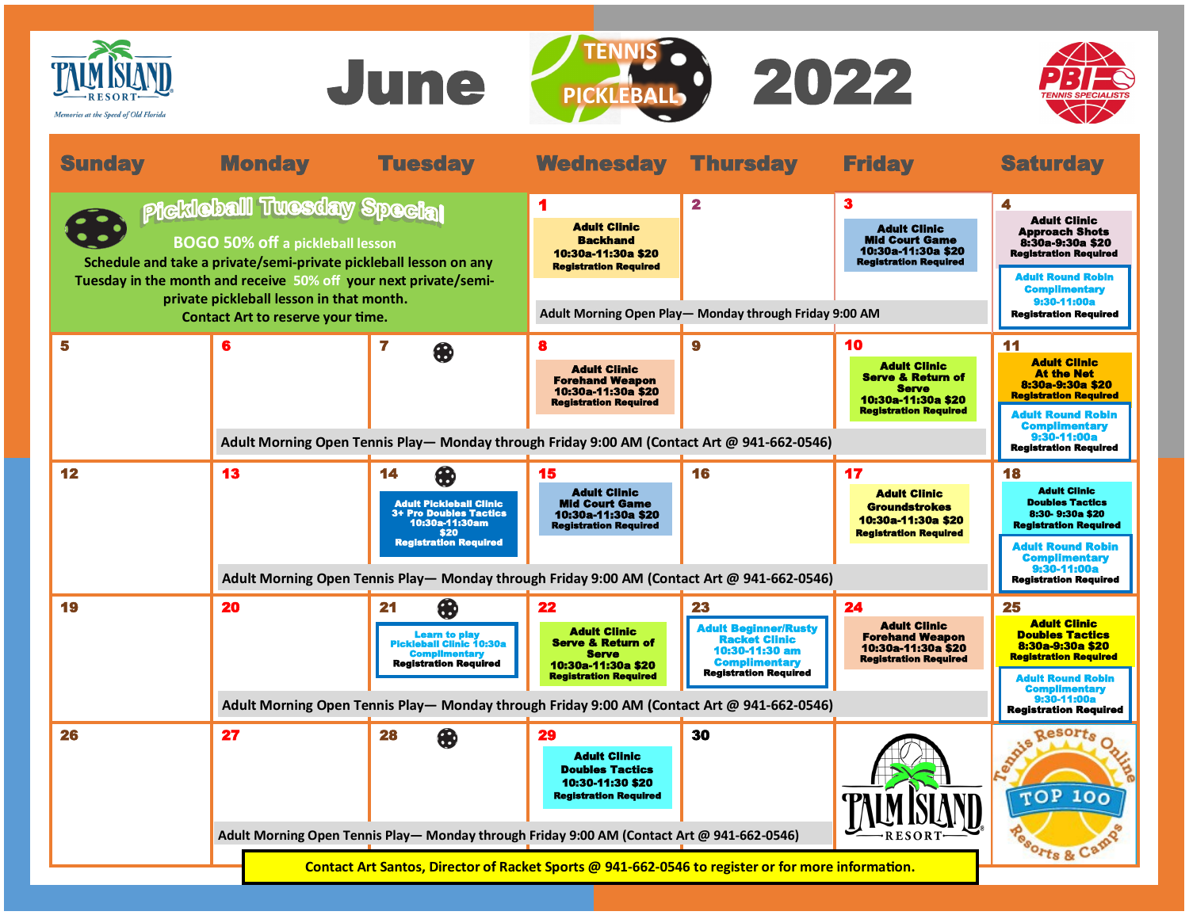# June 2022

PALM ISLAND RESORT — Memories at the Speed of Old Florida

TENNIS PICKLEBALL

PBI TENNIS SPECIALISTS

| Sunday | Monday | Tuesday | Wednesday | Thursday | Friday | Saturday |
|---|---|---|---|---|---|---|
| **Pickleball Tuesday Special** BOGO 50% off a pickleball lesson. Schedule and take a private/semi-private pickleball lesson on any Tuesday in the month and receive 50% off your next private/semi-private pickleball lesson in that month. Contact Art to reserve your time. | | | **1** Adult Clinic Backhand 10:30a-11:30a $20 Registration Required | **2** | **3** Adult Clinic Mid Court Game 10:30a-11:30a $20 Registration Required | **4** Adult Clinic Approach Shots 8:30a-9:30a $20 Registration Required; Adult Round Robin Complimentary 9:30-11:00a Registration Required |
| **5** | **6** | **7** | **8** Adult Clinic Forehand Weapon 10:30a-11:30a $20 Registration Required | **9** | **10** Adult Clinic Serve & Return of Serve 10:30a-11:30a $20 Registration Required | **11** Adult Clinic At the Net 8:30a-9:30a $20 Registration Required; Adult Round Robin Complimentary 9:30-11:00a Registration Required |
| **12** | **13** | **14** Adult Pickleball Clinic 3+ Pro Doubles Tactics 10:30a-11:30am $20 Registration Required | **15** Adult Clinic Mid Court Game 10:30a-11:30a $20 Registration Required | **16** | **17** Adult Clinic Groundstrokes 10:30a-11:30a $20 Registration Required | **18** Adult Clinic Doubles Tactics 8:30- 9:30a $20 Registration Required; Adult Round Robin Complimentary 9:30-11:00a Registration Required |
| **19** | **20** | **21** Learn to play Pickleball Clinic 10:30a Complimentary Registration Required | **22** Adult Clinic Serve & Return of Serve 10:30a-11:30a $20 Registration Required | **23** Adult Beginner/Rusty Racket Clinic 10:30-11:30 am Complimentary Registration Required | **24** Adult Clinic Forehand Weapon 10:30a-11:30a $20 Registration Required | **25** Adult Clinic Doubles Tactics 8:30a-9:30a $20 Registration Required; Adult Round Robin Complimentary 9:30-11:00a Registration Required |
| **26** | **27** | **28** | **29** Adult Clinic Doubles Tactics 10:30-11:30 $20 Registration Required | **30** | | |

Week of June 1: Adult Morning Open Play— Monday through Friday 9:00 AM

Weeks of June 6, 13, 20, 27: Adult Morning Open Tennis Play— Monday through Friday 9:00 AM (Contact Art @ 941-662-0546)

Tennis Resorts Online TOP 100 Resorts & Camps

**Contact Art Santos, Director of Racket Sports @ 941-662-0546 to register or for more information.**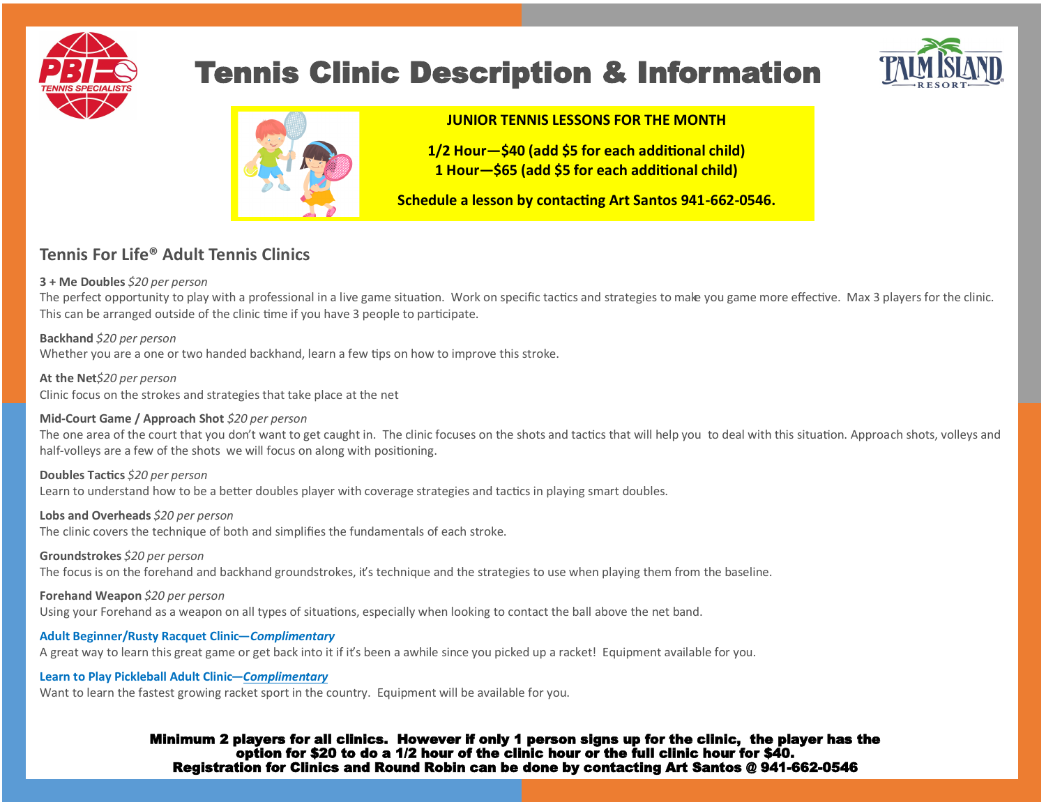# Tennis Clinic Description & Information

**JUNIOR TENNIS LESSONS FOR THE MONTH**

**1/2 Hour—$40 (add $5 for each additional child)**
**1 Hour—$65 (add $5 for each additional child)**

**Schedule a lesson by contacting Art Santos 941-662-0546.**

## Tennis For Life® Adult Tennis Clinics

**3 + Me Doubles** *$20 per person*
The perfect opportunity to play with a professional in a live game situation. Work on specific tactics and strategies to make you game more effective. Max 3 players for the clinic. This can be arranged outside of the clinic time if you have 3 people to participate.

**Backhand** *$20 per person*
Whether you are a one or two handed backhand, learn a few tips on how to improve this stroke.

**At the Net***$20 per person*
Clinic focus on the strokes and strategies that take place at the net

**Mid-Court Game / Approach Shot** *$20 per person*
The one area of the court that you don't want to get caught in. The clinic focuses on the shots and tactics that will help you to deal with this situation. Approach shots, volleys and half-volleys are a few of the shots we will focus on along with positioning.

**Doubles Tactics** *$20 per person*
Learn to understand how to be a better doubles player with coverage strategies and tactics in playing smart doubles.

**Lobs and Overheads** *$20 per person*
The clinic covers the technique of both and simplifies the fundamentals of each stroke.

**Groundstrokes** *$20 per person*
The focus is on the forehand and backhand groundstrokes, it's technique and the strategies to use when playing them from the baseline.

**Forehand Weapon** *$20 per person*
Using your Forehand as a weapon on all types of situations, especially when looking to contact the ball above the net band.

**Adult Beginner/Rusty Racquet Clinic—*Complimentary***
A great way to learn this great game or get back into it if it's been a awhile since you picked up a racket! Equipment available for you.

**Learn to Play Pickleball Adult Clinic—*Complimentary***
Want to learn the fastest growing racket sport in the country. Equipment will be available for you.

**Minimum 2 players for all clinics. However if only 1 person signs up for the clinic, the player has the option for $20 to do a 1/2 hour of the clinic hour or the full clinic hour for $40.**
**Registration for Clinics and Round Robin can be done by contacting Art Santos @ 941-662-0546**